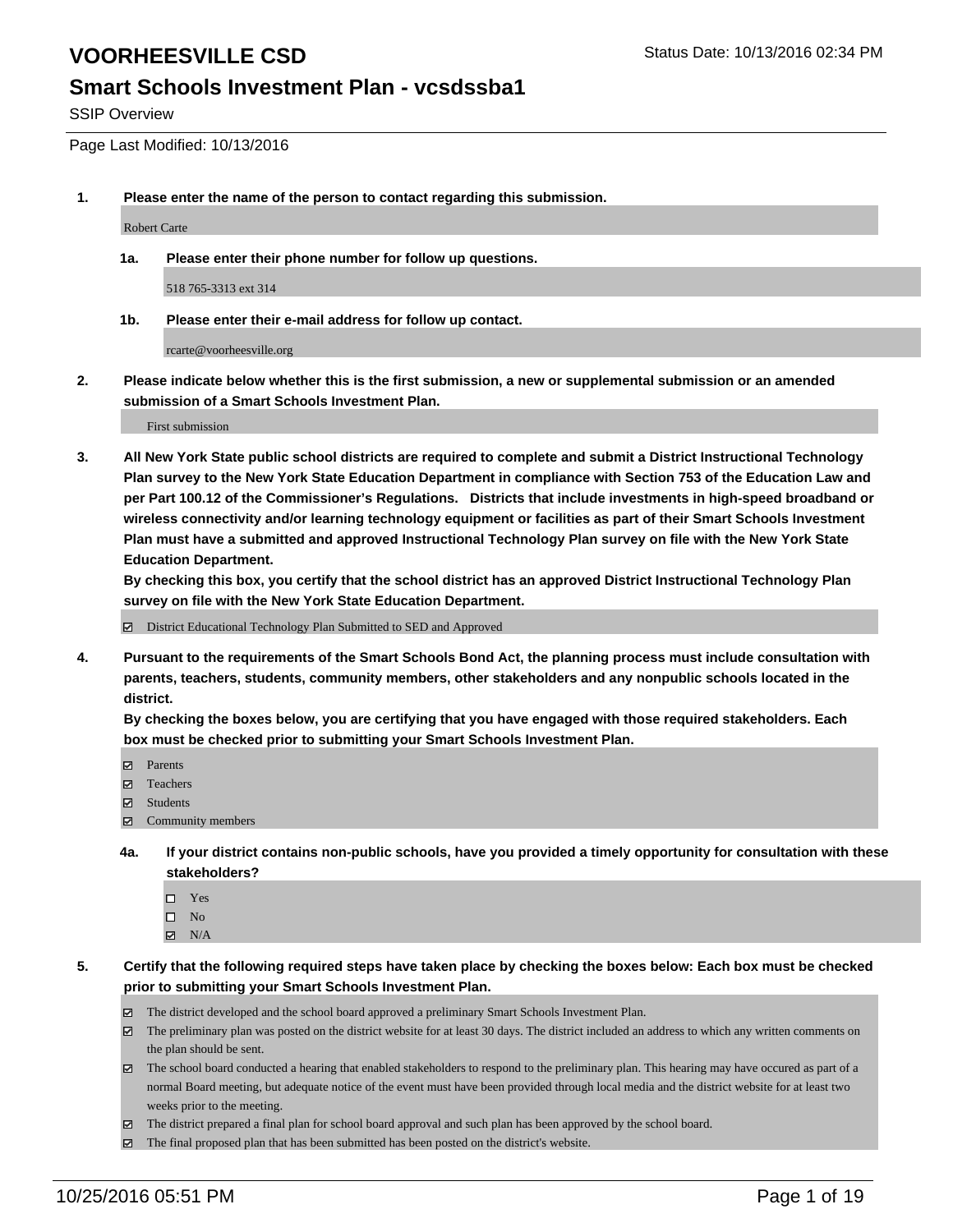# VOORHEESVILLE CSD

Status Date: 10/13/2016 02:34 PM

## Smart Schools Investment Plan - vcsdssba1

SSIP Overview

Page Last Modified: 10/13/2016

**1. Please enter the name of the person to contact regarding this submission.**

Robert Carte

**1a. Please enter their phone number for follow up questions.**

518 765-3313 ext 314

**1b. Please enter their e-mail address for follow up contact.**

rcarte@voorheesville.org

**2. Please indicate below whether this is the first submission, a new or supplemental submission or an amended submission of a Smart Schools Investment Plan.**

First submission

**3. All New York State public school districts are required to complete and submit a District Instructional Technology Plan survey to the New York State Education Department in compliance with Section 753 of the Education Law and per Part 100.12 of the Commissioner's Regulations. Districts that include investments in high-speed broadband or wireless connectivity and/or learning technology equipment or facilities as part of their Smart Schools Investment Plan must have a submitted and approved Instructional Technology Plan survey on file with the New York State Education Department.**

**By checking this box, you certify that the school district has an approved District Instructional Technology Plan survey on file with the New York State Education Department.**

- [x] District Educational Technology Plan Submitted to SED and Approved

**4. Pursuant to the requirements of the Smart Schools Bond Act, the planning process must include consultation with parents, teachers, students, community members, other stakeholders and any nonpublic schools located in the district.**

**By checking the boxes below, you are certifying that you have engaged with those required stakeholders. Each box must be checked prior to submitting your Smart Schools Investment Plan.**

- [x] Parents
- [x] Teachers
- [x] Students
- [x] Community members

**4a. If your district contains non-public schools, have you provided a timely opportunity for consultation with these stakeholders?**

- [ ] Yes
- [ ] No
- [x] N/A

**5. Certify that the following required steps have taken place by checking the boxes below: Each box must be checked prior to submitting your Smart Schools Investment Plan.**

- [x] The district developed and the school board approved a preliminary Smart Schools Investment Plan.
- [x] The preliminary plan was posted on the district website for at least 30 days. The district included an address to which any written comments on the plan should be sent.
- [x] The school board conducted a hearing that enabled stakeholders to respond to the preliminary plan. This hearing may have occured as part of a normal Board meeting, but adequate notice of the event must have been provided through local media and the district website for at least two weeks prior to the meeting.
- [x] The district prepared a final plan for school board approval and such plan has been approved by the school board.
- [x] The final proposed plan that has been submitted has been posted on the district's website.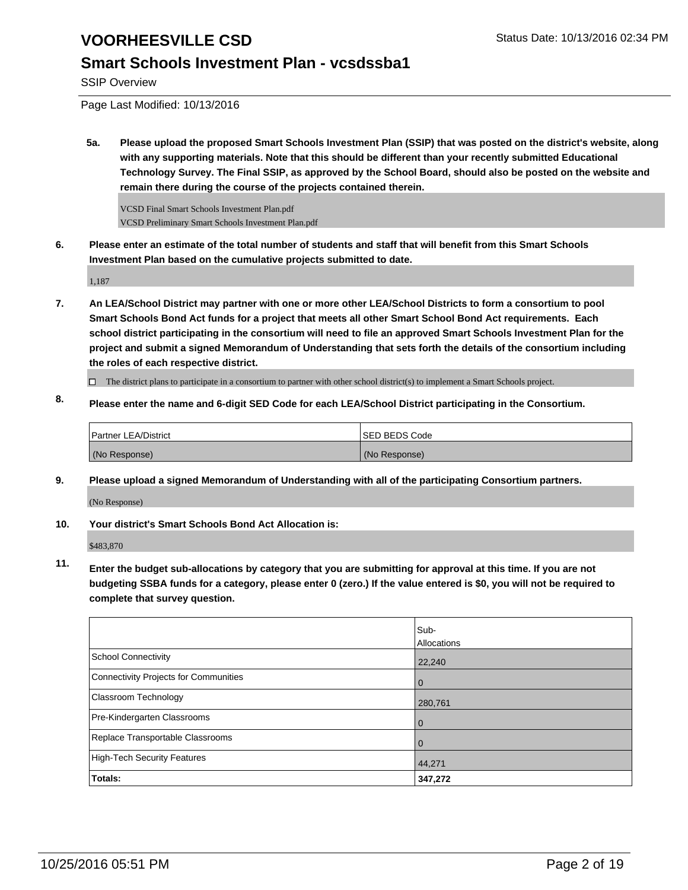# VOORHEESVILLE CSD

## Smart Schools Investment Plan - vcsdssba1

SSIP Overview

Page Last Modified: 10/13/2016

**5a. Please upload the proposed Smart Schools Investment Plan (SSIP) that was posted on the district's website, along with any supporting materials. Note that this should be different than your recently submitted Educational Technology Survey. The Final SSIP, as approved by the School Board, should also be posted on the website and remain there during the course of the projects contained therein.**

VCSD Final Smart Schools Investment Plan.pdf
VCSD Preliminary Smart Schools Investment Plan.pdf

**6. Please enter an estimate of the total number of students and staff that will benefit from this Smart Schools Investment Plan based on the cumulative projects submitted to date.**

1,187

**7. An LEA/School District may partner with one or more other LEA/School Districts to form a consortium to pool Smart Schools Bond Act funds for a project that meets all other Smart School Bond Act requirements. Each school district participating in the consortium will need to file an approved Smart Schools Investment Plan for the project and submit a signed Memorandum of Understanding that sets forth the details of the consortium including the roles of each respective district.**

☐ The district plans to participate in a consortium to partner with other school district(s) to implement a Smart Schools project.

**8. Please enter the name and 6-digit SED Code for each LEA/School District participating in the Consortium.**

| Partner LEA/District | SED BEDS Code |
|---|---|
| (No Response) | (No Response) |

**9. Please upload a signed Memorandum of Understanding with all of the participating Consortium partners.**

(No Response)

**10. Your district's Smart Schools Bond Act Allocation is:**

$483,870

**11. Enter the budget sub-allocations by category that you are submitting for approval at this time. If you are not budgeting SSBA funds for a category, please enter 0 (zero.) If the value entered is $0, you will not be required to complete that survey question.**

| | Sub-Allocations |
|---|---|
| School Connectivity | 22,240 |
| Connectivity Projects for Communities | 0 |
| Classroom Technology | 280,761 |
| Pre-Kindergarten Classrooms | 0 |
| Replace Transportable Classrooms | 0 |
| High-Tech Security Features | 44,271 |
| **Totals:** | **347,272** |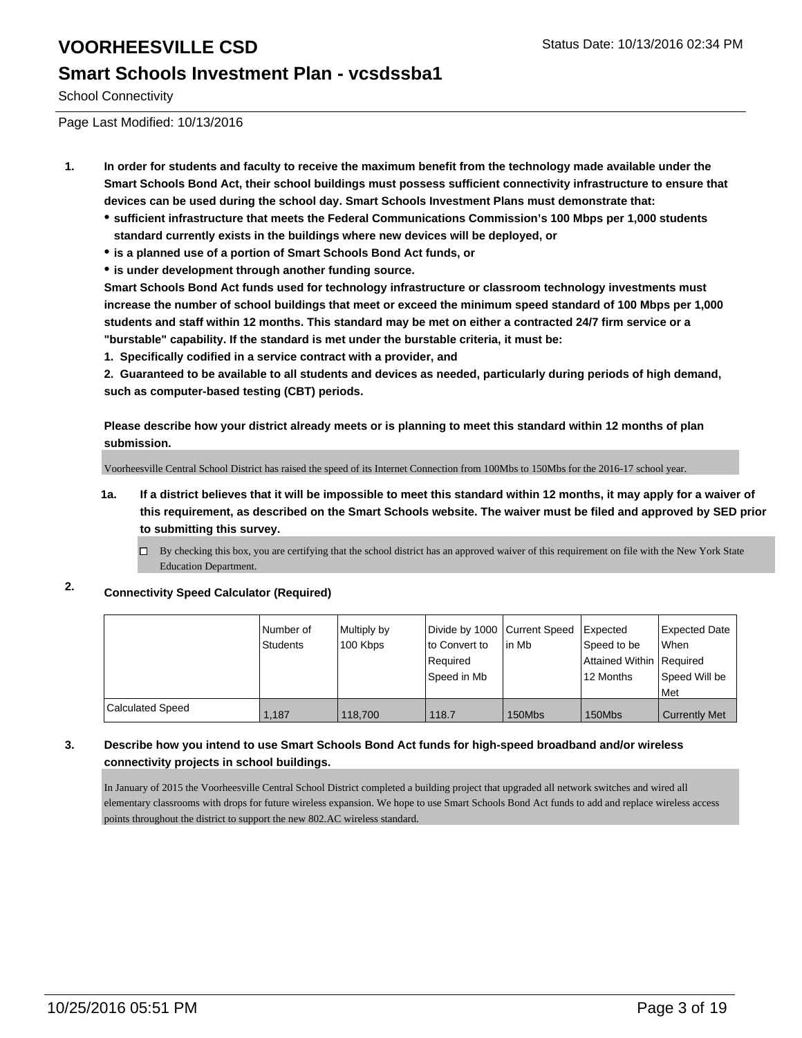# VOORHEESVILLE CSD

## Smart Schools Investment Plan - vcsdssba1

School Connectivity

Page Last Modified: 10/13/2016

1. **In order for students and faculty to receive the maximum benefit from the technology made available under the Smart Schools Bond Act, their school buildings must possess sufficient connectivity infrastructure to ensure that devices can be used during the school day. Smart Schools Investment Plans must demonstrate that:**
   - **sufficient infrastructure that meets the Federal Communications Commission's 100 Mbps per 1,000 students standard currently exists in the buildings where new devices will be deployed, or**
   - **is a planned use of a portion of Smart Schools Bond Act funds, or**
   - **is under development through another funding source.**

   **Smart Schools Bond Act funds used for technology infrastructure or classroom technology investments must increase the number of school buildings that meet or exceed the minimum speed standard of 100 Mbps per 1,000 students and staff within 12 months. This standard may be met on either a contracted 24/7 firm service or a "burstable" capability. If the standard is met under the burstable criteria, it must be:**

   **1. Specifically codified in a service contract with a provider, and**

   **2. Guaranteed to be available to all students and devices as needed, particularly during periods of high demand, such as computer-based testing (CBT) periods.**

   **Please describe how your district already meets or is planning to meet this standard within 12 months of plan submission.**

   Voorheesville Central School District has raised the speed of its Internet Connection from 100Mbs to 150Mbs for the 2016-17 school year.

   1a. **If a district believes that it will be impossible to meet this standard within 12 months, it may apply for a waiver of this requirement, as described on the Smart Schools website. The waiver must be filed and approved by SED prior to submitting this survey.**

   ☐ By checking this box, you are certifying that the school district has an approved waiver of this requirement on file with the New York State Education Department.

2. **Connectivity Speed Calculator (Required)**

| | Number of Students | Multiply by 100 Kbps | Divide by 1000 to Convert to Required Speed in Mb | Current Speed in Mb | Expected Speed to be Attained Within 12 Months | Expected Date When Required Speed Will be Met |
|---|---|---|---|---|---|---|
| Calculated Speed | 1,187 | 118,700 | 118.7 | 150Mbs | 150Mbs | Currently Met |

3. **Describe how you intend to use Smart Schools Bond Act funds for high-speed broadband and/or wireless connectivity projects in school buildings.**

   In January of 2015 the Voorheesville Central School District completed a building project that upgraded all network switches and wired all elementary classrooms with drops for future wireless expansion. We hope to use Smart Schools Bond Act funds to add and replace wireless access points throughout the district to support the new 802.AC wireless standard.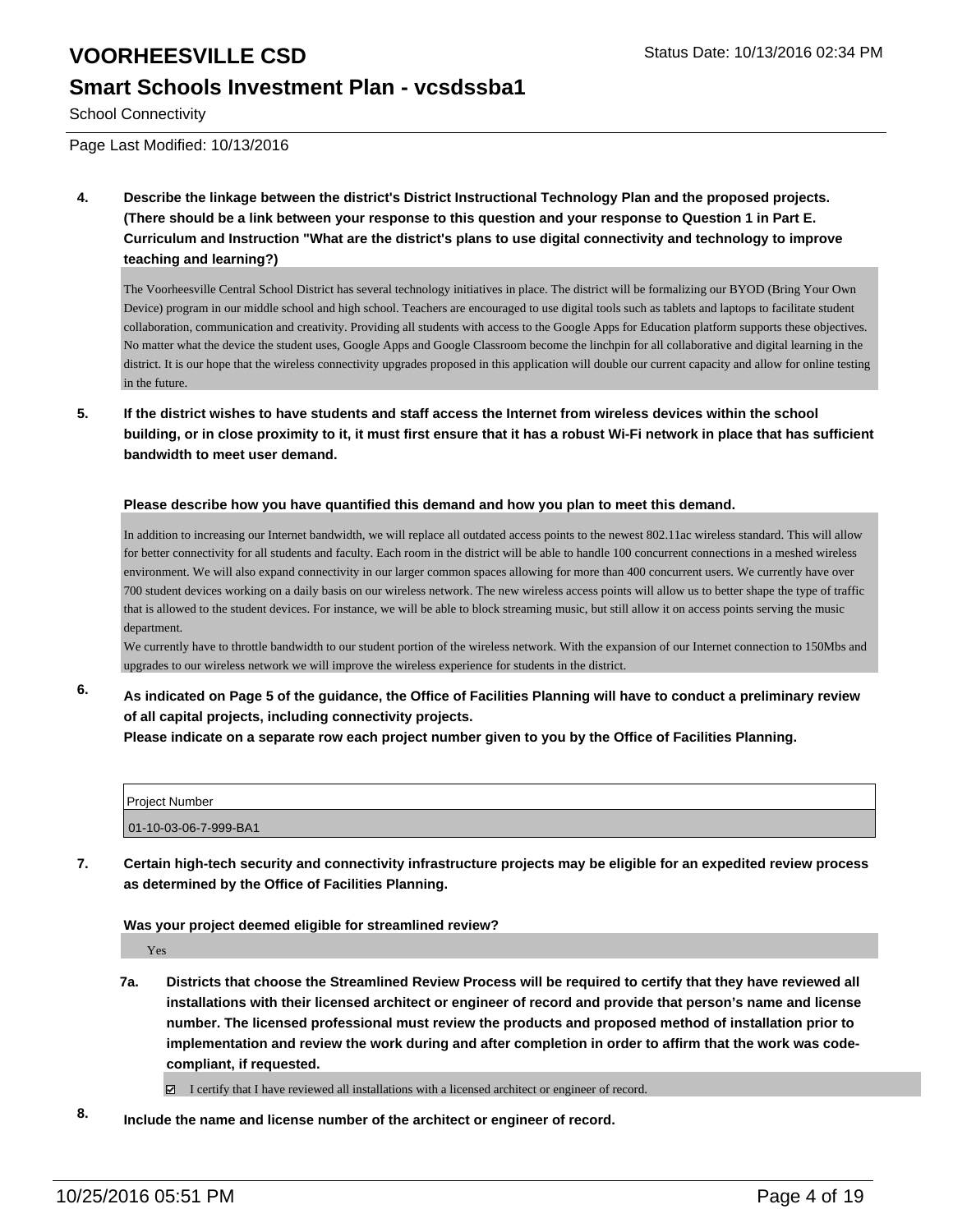**4. Describe the linkage between the district's District Instructional Technology Plan and the proposed projects. (There should be a link between your response to this question and your response to Question 1 in Part E. Curriculum and Instruction "What are the district's plans to use digital connectivity and technology to improve teaching and learning?)**

The Voorheesville Central School District has several technology initiatives in place. The district will be formalizing our BYOD (Bring Your Own Device) program in our middle school and high school. Teachers are encouraged to use digital tools such as tablets and laptops to facilitate student collaboration, communication and creativity. Providing all students with access to the Google Apps for Education platform supports these objectives. No matter what the device the student uses, Google Apps and Google Classroom become the linchpin for all collaborative and digital learning in the district. It is our hope that the wireless connectivity upgrades proposed in this application will double our current capacity and allow for online testing in the future.

**5. If the district wishes to have students and staff access the Internet from wireless devices within the school building, or in close proximity to it, it must first ensure that it has a robust Wi-Fi network in place that has sufficient bandwidth to meet user demand.**

**Please describe how you have quantified this demand and how you plan to meet this demand.**

In addition to increasing our Internet bandwidth, we will replace all outdated access points to the newest 802.11ac wireless standard. This will allow for better connectivity for all students and faculty. Each room in the district will be able to handle 100 concurrent connections in a meshed wireless environment. We will also expand connectivity in our larger common spaces allowing for more than 400 concurrent users. We currently have over 700 student devices working on a daily basis on our wireless network. The new wireless access points will allow us to better shape the type of traffic that is allowed to the student devices. For instance, we will be able to block streaming music, but still allow it on access points serving the music department.

We currently have to throttle bandwidth to our student portion of the wireless network. With the expansion of our Internet connection to 150Mbs and upgrades to our wireless network we will improve the wireless experience for students in the district.

**6. As indicated on Page 5 of the guidance, the Office of Facilities Planning will have to conduct a preliminary review of all capital projects, including connectivity projects. Please indicate on a separate row each project number given to you by the Office of Facilities Planning.**

| Project Number |
|---|
| 01-10-03-06-7-999-BA1 |

**7. Certain high-tech security and connectivity infrastructure projects may be eligible for an expedited review process as determined by the Office of Facilities Planning.**

**Was your project deemed eligible for streamlined review?**

Yes

**7a. Districts that choose the Streamlined Review Process will be required to certify that they have reviewed all installations with their licensed architect or engineer of record and provide that person's name and license number. The licensed professional must review the products and proposed method of installation prior to implementation and review the work during and after completion in order to affirm that the work was code-compliant, if requested.**

☑ I certify that I have reviewed all installations with a licensed architect or engineer of record.

**8. Include the name and license number of the architect or engineer of record.**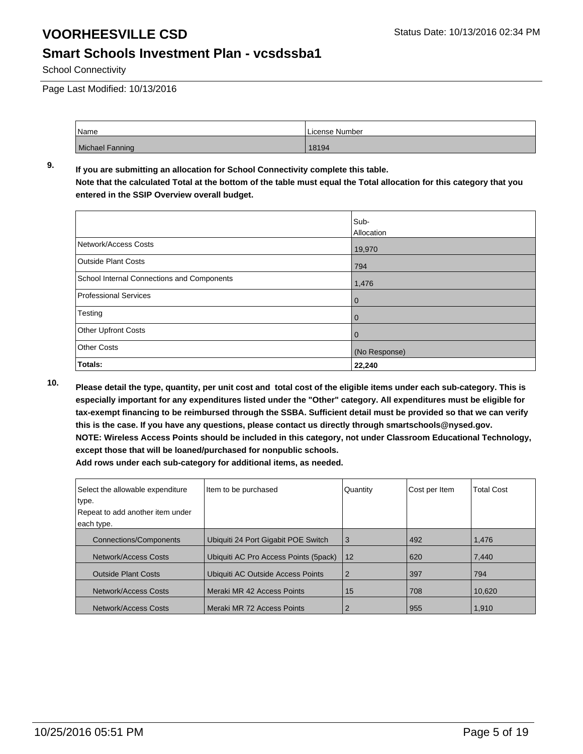# VOORHEESVILLE CSD

## Smart Schools Investment Plan - vcsdssba1

School Connectivity

Page Last Modified: 10/13/2016

| Name | License Number |
|---|---|
| Michael Fanning | 18194 |

**9. If you are submitting an allocation for School Connectivity complete this table.**
**Note that the calculated Total at the bottom of the table must equal the Total allocation for this category that you entered in the SSIP Overview overall budget.**

| | Sub-Allocation |
|---|---|
| Network/Access Costs | 19,970 |
| Outside Plant Costs | 794 |
| School Internal Connections and Components | 1,476 |
| Professional Services | 0 |
| Testing | 0 |
| Other Upfront Costs | 0 |
| Other Costs | (No Response) |
| **Totals:** | **22,240** |

**10. Please detail the type, quantity, per unit cost and total cost of the eligible items under each sub-category. This is especially important for any expenditures listed under the "Other" category. All expenditures must be eligible for tax-exempt financing to be reimbursed through the SSBA. Sufficient detail must be provided so that we can verify this is the case. If you have any questions, please contact us directly through smartschools@nysed.gov.**
**NOTE: Wireless Access Points should be included in this category, not under Classroom Educational Technology, except those that will be loaned/purchased for nonpublic schools.**
**Add rows under each sub-category for additional items, as needed.**

| Select the allowable expenditure type. Repeat to add another item under each type. | Item to be purchased | Quantity | Cost per Item | Total Cost |
|---|---|---|---|---|
| Connections/Components | Ubiquiti 24 Port Gigabit POE Switch | 3 | 492 | 1,476 |
| Network/Access Costs | Ubiquiti AC Pro Access Points (5pack) | 12 | 620 | 7,440 |
| Outside Plant Costs | Ubiquiti AC Outside Access Points | 2 | 397 | 794 |
| Network/Access Costs | Meraki MR 42 Access Points | 15 | 708 | 10,620 |
| Network/Access Costs | Meraki MR 72 Access Points | 2 | 955 | 1,910 |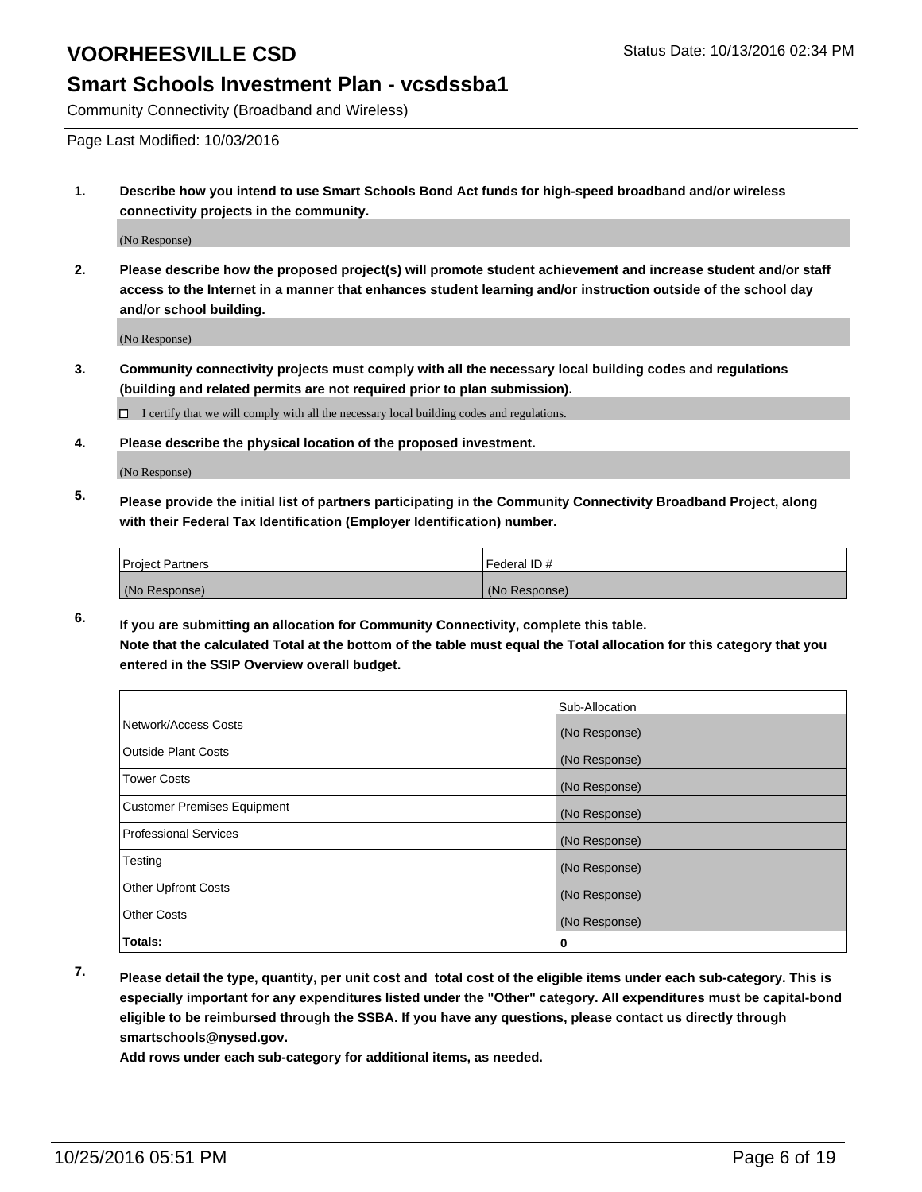# VOORHEESVILLE CSD

Status Date: 10/13/2016 02:34 PM

## Smart Schools Investment Plan - vcsdssba1

Community Connectivity (Broadband and Wireless)

Page Last Modified: 10/03/2016

**1. Describe how you intend to use Smart Schools Bond Act funds for high-speed broadband and/or wireless connectivity projects in the community.**

(No Response)

**2. Please describe how the proposed project(s) will promote student achievement and increase student and/or staff access to the Internet in a manner that enhances student learning and/or instruction outside of the school day and/or school building.**

(No Response)

**3. Community connectivity projects must comply with all the necessary local building codes and regulations (building and related permits are not required prior to plan submission).**

☐ I certify that we will comply with all the necessary local building codes and regulations.

**4. Please describe the physical location of the proposed investment.**

(No Response)

**5. Please provide the initial list of partners participating in the Community Connectivity Broadband Project, along with their Federal Tax Identification (Employer Identification) number.**

| Project Partners | Federal ID # |
|---|---|
| (No Response) | (No Response) |

**6. If you are submitting an allocation for Community Connectivity, complete this table. Note that the calculated Total at the bottom of the table must equal the Total allocation for this category that you entered in the SSIP Overview overall budget.**

| | Sub-Allocation |
|---|---|
| Network/Access Costs | (No Response) |
| Outside Plant Costs | (No Response) |
| Tower Costs | (No Response) |
| Customer Premises Equipment | (No Response) |
| Professional Services | (No Response) |
| Testing | (No Response) |
| Other Upfront Costs | (No Response) |
| Other Costs | (No Response) |
| **Totals:** | **0** |

**7. Please detail the type, quantity, per unit cost and total cost of the eligible items under each sub-category. This is especially important for any expenditures listed under the "Other" category. All expenditures must be capital-bond eligible to be reimbursed through the SSBA. If you have any questions, please contact us directly through smartschools@nysed.gov.**

**Add rows under each sub-category for additional items, as needed.**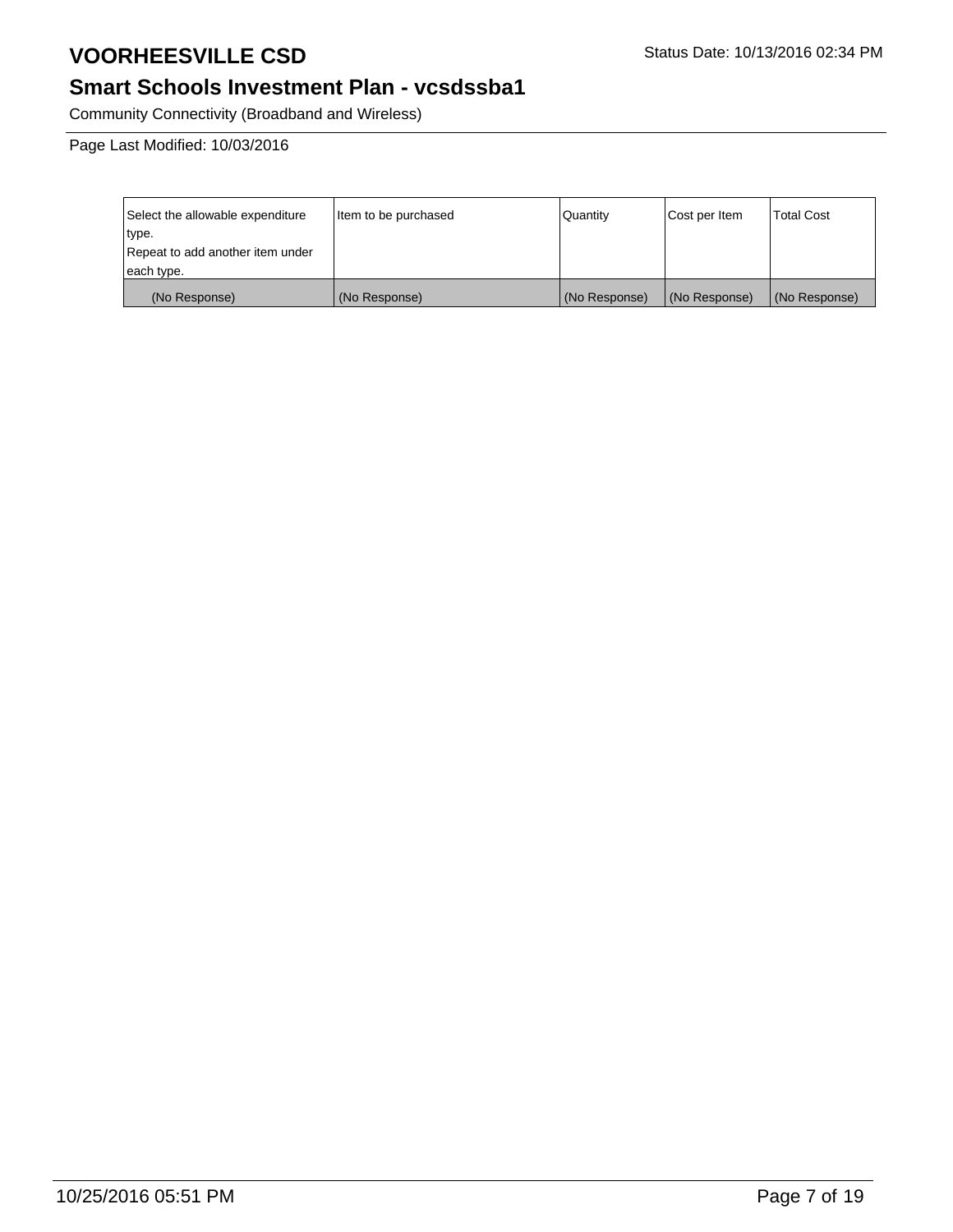# VOORHEESVILLE CSD

Status Date: 10/13/2016 02:34 PM

## Smart Schools Investment Plan - vcsdssba1

Community Connectivity (Broadband and Wireless)

Page Last Modified: 10/03/2016

| Select the allowable expenditure type.<br>Repeat to add another item under each type. | Item to be purchased | Quantity | Cost per Item | Total Cost |
|---|---|---|---|---|
| (No Response) | (No Response) | (No Response) | (No Response) | (No Response) |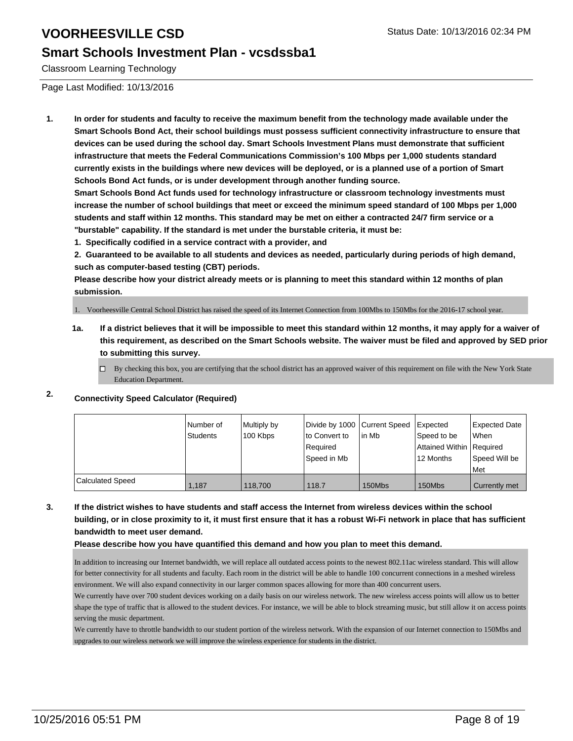# VOORHEESVILLE CSD

## Smart Schools Investment Plan - vcsdssba1

Classroom Learning Technology

Page Last Modified: 10/13/2016

**1. In order for students and faculty to receive the maximum benefit from the technology made available under the Smart Schools Bond Act, their school buildings must possess sufficient connectivity infrastructure to ensure that devices can be used during the school day. Smart Schools Investment Plans must demonstrate that sufficient infrastructure that meets the Federal Communications Commission's 100 Mbps per 1,000 students standard currently exists in the buildings where new devices will be deployed, or is a planned use of a portion of Smart Schools Bond Act funds, or is under development through another funding source.**

**Smart Schools Bond Act funds used for technology infrastructure or classroom technology investments must increase the number of school buildings that meet or exceed the minimum speed standard of 100 Mbps per 1,000 students and staff within 12 months. This standard may be met on either a contracted 24/7 firm service or a "burstable" capability. If the standard is met under the burstable criteria, it must be:**

**1. Specifically codified in a service contract with a provider, and**

**2. Guaranteed to be available to all students and devices as needed, particularly during periods of high demand, such as computer-based testing (CBT) periods.**

**Please describe how your district already meets or is planning to meet this standard within 12 months of plan submission.**

1. Voorheesville Central School District has raised the speed of its Internet Connection from 100Mbs to 150Mbs for the 2016-17 school year.

**1a. If a district believes that it will be impossible to meet this standard within 12 months, it may apply for a waiver of this requirement, as described on the Smart Schools website. The waiver must be filed and approved by SED prior to submitting this survey.**

☐ By checking this box, you are certifying that the school district has an approved waiver of this requirement on file with the New York State Education Department.

**2. Connectivity Speed Calculator (Required)**

| | Number of Students | Multiply by 100 Kbps | Divide by 1000 to Convert to Required Speed in Mb | Current Speed in Mb | Expected Speed to be Attained Within 12 Months | Expected Date When Required Speed Will be Met |
|---|---|---|---|---|---|---|
| Calculated Speed | 1,187 | 118,700 | 118.7 | 150Mbs | 150Mbs | Currently met |

**3. If the district wishes to have students and staff access the Internet from wireless devices within the school building, or in close proximity to it, it must first ensure that it has a robust Wi-Fi network in place that has sufficient bandwidth to meet user demand.**

**Please describe how you have quantified this demand and how you plan to meet this demand.**

In addition to increasing our Internet bandwidth, we will replace all outdated access points to the newest 802.11ac wireless standard. This will allow for better connectivity for all students and faculty. Each room in the district will be able to handle 100 concurrent connections in a meshed wireless environment. We will also expand connectivity in our larger common spaces allowing for more than 400 concurrent users.

We currently have over 700 student devices working on a daily basis on our wireless network. The new wireless access points will allow us to better shape the type of traffic that is allowed to the student devices. For instance, we will be able to block streaming music, but still allow it on access points serving the music department.

We currently have to throttle bandwidth to our student portion of the wireless network. With the expansion of our Internet connection to 150Mbs and upgrades to our wireless network we will improve the wireless experience for students in the district.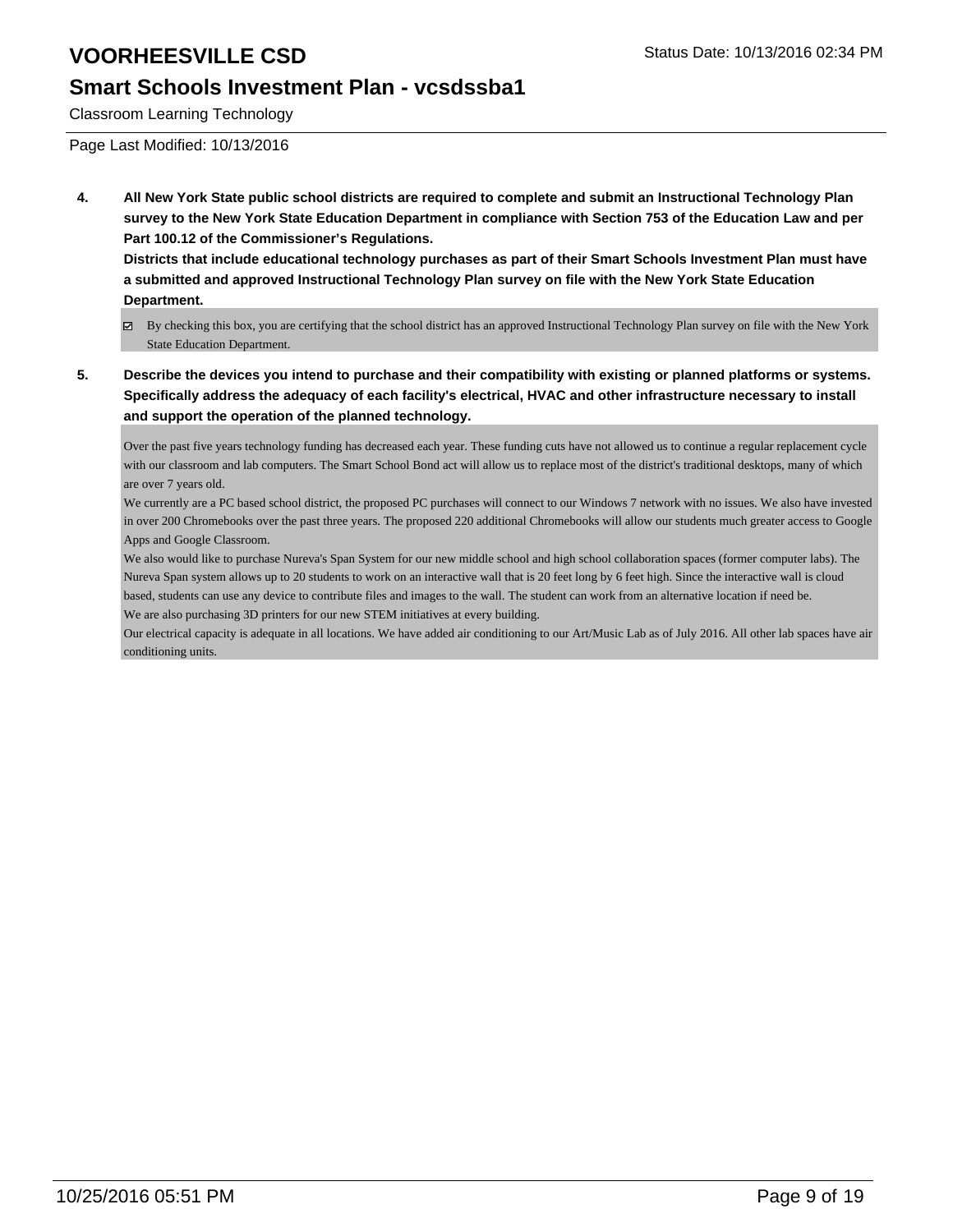Classroom Learning Technology

Page Last Modified: 10/13/2016

**4. All New York State public school districts are required to complete and submit an Instructional Technology Plan survey to the New York State Education Department in compliance with Section 753 of the Education Law and per Part 100.12 of the Commissioner's Regulations.**

**Districts that include educational technology purchases as part of their Smart Schools Investment Plan must have a submitted and approved Instructional Technology Plan survey on file with the New York State Education Department.**

☑ By checking this box, you are certifying that the school district has an approved Instructional Technology Plan survey on file with the New York State Education Department.

**5. Describe the devices you intend to purchase and their compatibility with existing or planned platforms or systems. Specifically address the adequacy of each facility's electrical, HVAC and other infrastructure necessary to install and support the operation of the planned technology.**

Over the past five years technology funding has decreased each year. These funding cuts have not allowed us to continue a regular replacement cycle with our classroom and lab computers. The Smart School Bond act will allow us to replace most of the district's traditional desktops, many of which are over 7 years old.

We currently are a PC based school district, the proposed PC purchases will connect to our Windows 7 network with no issues. We also have invested in over 200 Chromebooks over the past three years. The proposed 220 additional Chromebooks will allow our students much greater access to Google Apps and Google Classroom.

We also would like to purchase Nureva's Span System for our new middle school and high school collaboration spaces (former computer labs). The Nureva Span system allows up to 20 students to work on an interactive wall that is 20 feet long by 6 feet high. Since the interactive wall is cloud based, students can use any device to contribute files and images to the wall. The student can work from an alternative location if need be.

We are also purchasing 3D printers for our new STEM initiatives at every building.

Our electrical capacity is adequate in all locations. We have added air conditioning to our Art/Music Lab as of July 2016. All other lab spaces have air conditioning units.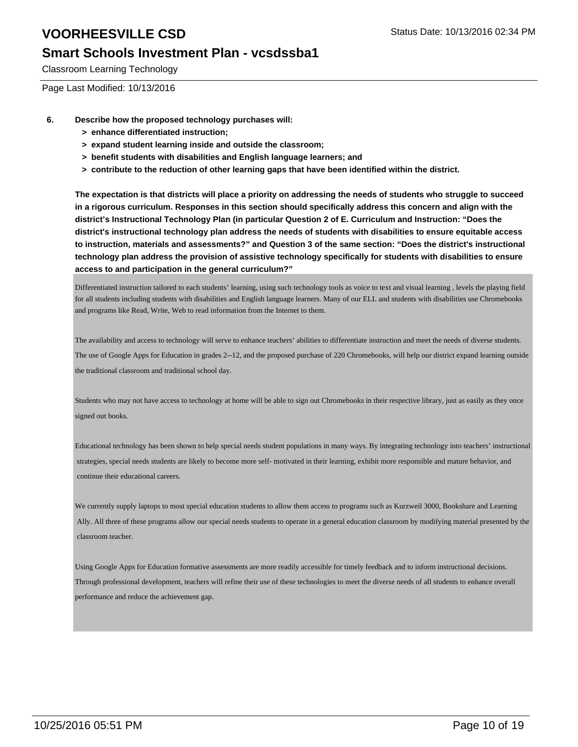6. **Describe how the proposed technology purchases will:**
   - **> enhance differentiated instruction;**
   - **> expand student learning inside and outside the classroom;**
   - **> benefit students with disabilities and English language learners; and**
   - **> contribute to the reduction of other learning gaps that have been identified within the district.**

**The expectation is that districts will place a priority on addressing the needs of students who struggle to succeed in a rigorous curriculum. Responses in this section should specifically address this concern and align with the district's Instructional Technology Plan (in particular Question 2 of E. Curriculum and Instruction: "Does the district's instructional technology plan address the needs of students with disabilities to ensure equitable access to instruction, materials and assessments?" and Question 3 of the same section: "Does the district's instructional technology plan address the provision of assistive technology specifically for students with disabilities to ensure access to and participation in the general curriculum?"**

Differentiated instruction tailored to each students' learning, using such technology tools as voice to text and visual learning , levels the playing field for all students including students with disabilities and English language learners. Many of our ELL and students with disabilities use Chromebooks and programs like Read, Write, Web to read information from the Internet to them.

The availability and access to technology will serve to enhance teachers' abilities to differentiate instruction and meet the needs of diverse students. The use of Google Apps for Education in grades 2--12, and the proposed purchase of 220 Chromebooks, will help our district expand learning outside the traditional classroom and traditional school day.

Students who may not have access to technology at home will be able to sign out Chromebooks in their respective library, just as easily as they once signed out books.

Educational technology has been shown to help special needs student populations in many ways. By integrating technology into teachers' instructional strategies, special needs students are likely to become more self- motivated in their learning, exhibit more responsible and mature behavior, and continue their educational careers.

We currently supply laptops to most special education students to allow them access to programs such as Kurzweil 3000, Bookshare and Learning Ally. All three of these programs allow our special needs students to operate in a general education classroom by modifying material presented by the classroom teacher.

Using Google Apps for Education formative assessments are more readily accessible for timely feedback and to inform instructional decisions. Through professional development, teachers will refine their use of these technologies to meet the diverse needs of all students to enhance overall performance and reduce the achievement gap.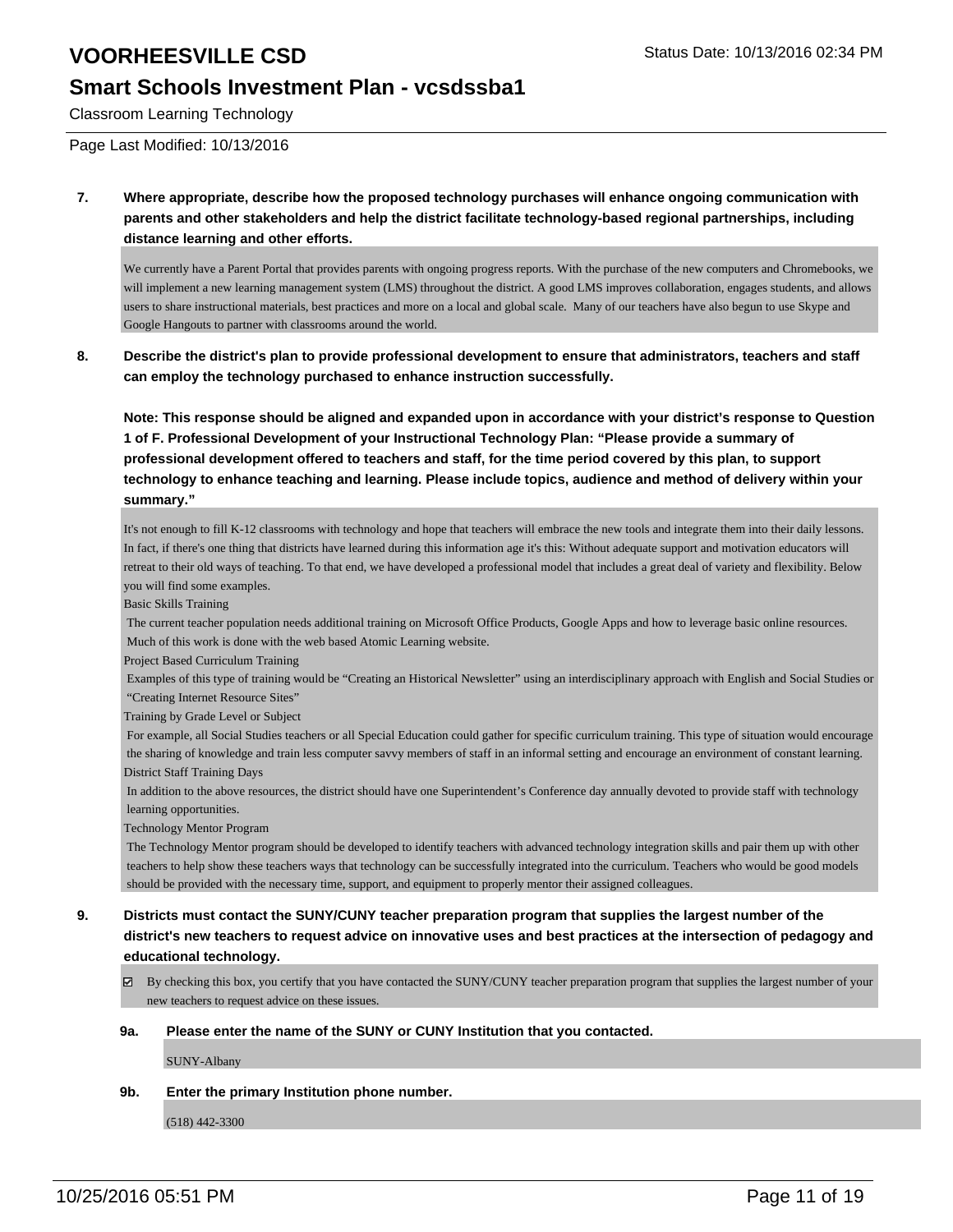**7. Where appropriate, describe how the proposed technology purchases will enhance ongoing communication with parents and other stakeholders and help the district facilitate technology-based regional partnerships, including distance learning and other efforts.**

We currently have a Parent Portal that provides parents with ongoing progress reports. With the purchase of the new computers and Chromebooks, we will implement a new learning management system (LMS) throughout the district. A good LMS improves collaboration, engages students, and allows users to share instructional materials, best practices and more on a local and global scale. Many of our teachers have also begun to use Skype and Google Hangouts to partner with classrooms around the world.

**8. Describe the district's plan to provide professional development to ensure that administrators, teachers and staff can employ the technology purchased to enhance instruction successfully.**

**Note: This response should be aligned and expanded upon in accordance with your district's response to Question 1 of F. Professional Development of your Instructional Technology Plan: "Please provide a summary of professional development offered to teachers and staff, for the time period covered by this plan, to support technology to enhance teaching and learning. Please include topics, audience and method of delivery within your summary."**

It's not enough to fill K-12 classrooms with technology and hope that teachers will embrace the new tools and integrate them into their daily lessons. In fact, if there's one thing that districts have learned during this information age it's this: Without adequate support and motivation educators will retreat to their old ways of teaching. To that end, we have developed a professional model that includes a great deal of variety and flexibility. Below you will find some examples.

Basic Skills Training

The current teacher population needs additional training on Microsoft Office Products, Google Apps and how to leverage basic online resources. Much of this work is done with the web based Atomic Learning website.

Project Based Curriculum Training

Examples of this type of training would be "Creating an Historical Newsletter" using an interdisciplinary approach with English and Social Studies or "Creating Internet Resource Sites"

Training by Grade Level or Subject

For example, all Social Studies teachers or all Special Education could gather for specific curriculum training. This type of situation would encourage the sharing of knowledge and train less computer savvy members of staff in an informal setting and encourage an environment of constant learning.

District Staff Training Days

In addition to the above resources, the district should have one Superintendent's Conference day annually devoted to provide staff with technology learning opportunities.

Technology Mentor Program

The Technology Mentor program should be developed to identify teachers with advanced technology integration skills and pair them up with other teachers to help show these teachers ways that technology can be successfully integrated into the curriculum. Teachers who would be good models should be provided with the necessary time, support, and equipment to properly mentor their assigned colleagues.

**9. Districts must contact the SUNY/CUNY teacher preparation program that supplies the largest number of the district's new teachers to request advice on innovative uses and best practices at the intersection of pedagogy and educational technology.**

☑ By checking this box, you certify that you have contacted the SUNY/CUNY teacher preparation program that supplies the largest number of your new teachers to request advice on these issues.

**9a. Please enter the name of the SUNY or CUNY Institution that you contacted.**

SUNY-Albany

**9b. Enter the primary Institution phone number.**

(518) 442-3300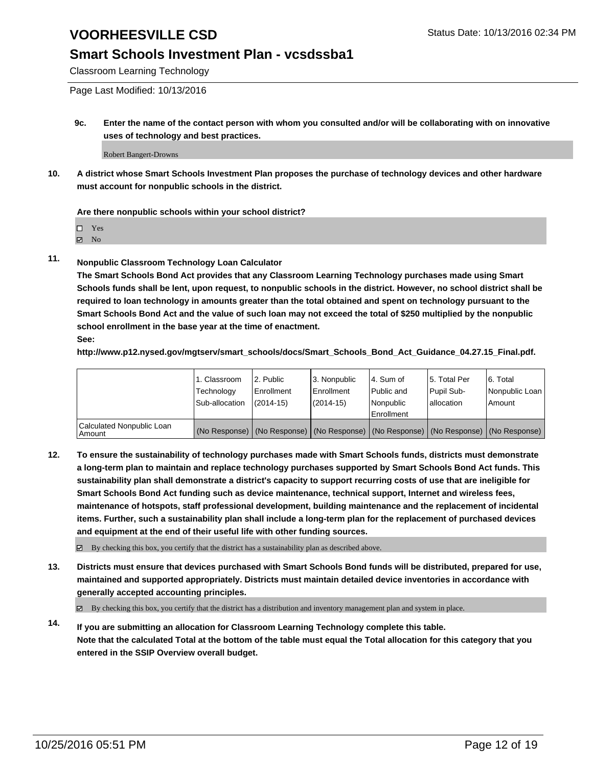**9c. Enter the name of the contact person with whom you consulted and/or will be collaborating with on innovative uses of technology and best practices.**

Robert Bangert-Drowns

**10. A district whose Smart Schools Investment Plan proposes the purchase of technology devices and other hardware must account for nonpublic schools in the district.**

**Are there nonpublic schools within your school district?**

- ☐ Yes
- ☑ No

**11. Nonpublic Classroom Technology Loan Calculator**

**The Smart Schools Bond Act provides that any Classroom Learning Technology purchases made using Smart Schools funds shall be lent, upon request, to nonpublic schools in the district. However, no school district shall be required to loan technology in amounts greater than the total obtained and spent on technology pursuant to the Smart Schools Bond Act and the value of such loan may not exceed the total of $250 multiplied by the nonpublic school enrollment in the base year at the time of enactment.**

**See:**

**http://www.p12.nysed.gov/mgtserv/smart_schools/docs/Smart_Schools_Bond_Act_Guidance_04.27.15_Final.pdf.**

| | 1. Classroom Technology Sub-allocation | 2. Public Enrollment (2014-15) | 3. Nonpublic Enrollment (2014-15) | 4. Sum of Public and Nonpublic Enrollment | 5. Total Per Pupil Sub-allocation | 6. Total Nonpublic Loan Amount |
|---|---|---|---|---|---|---|
| Calculated Nonpublic Loan Amount | (No Response) | (No Response) | (No Response) | (No Response) | (No Response) | (No Response) |

**12. To ensure the sustainability of technology purchases made with Smart Schools funds, districts must demonstrate a long-term plan to maintain and replace technology purchases supported by Smart Schools Bond Act funds. This sustainability plan shall demonstrate a district's capacity to support recurring costs of use that are ineligible for Smart Schools Bond Act funding such as device maintenance, technical support, Internet and wireless fees, maintenance of hotspots, staff professional development, building maintenance and the replacement of incidental items. Further, such a sustainability plan shall include a long-term plan for the replacement of purchased devices and equipment at the end of their useful life with other funding sources.**

☑ By checking this box, you certify that the district has a sustainability plan as described above.

**13. Districts must ensure that devices purchased with Smart Schools Bond funds will be distributed, prepared for use, maintained and supported appropriately. Districts must maintain detailed device inventories in accordance with generally accepted accounting principles.**

☑ By checking this box, you certify that the district has a distribution and inventory management plan and system in place.

**14. If you are submitting an allocation for Classroom Learning Technology complete this table. Note that the calculated Total at the bottom of the table must equal the Total allocation for this category that you entered in the SSIP Overview overall budget.**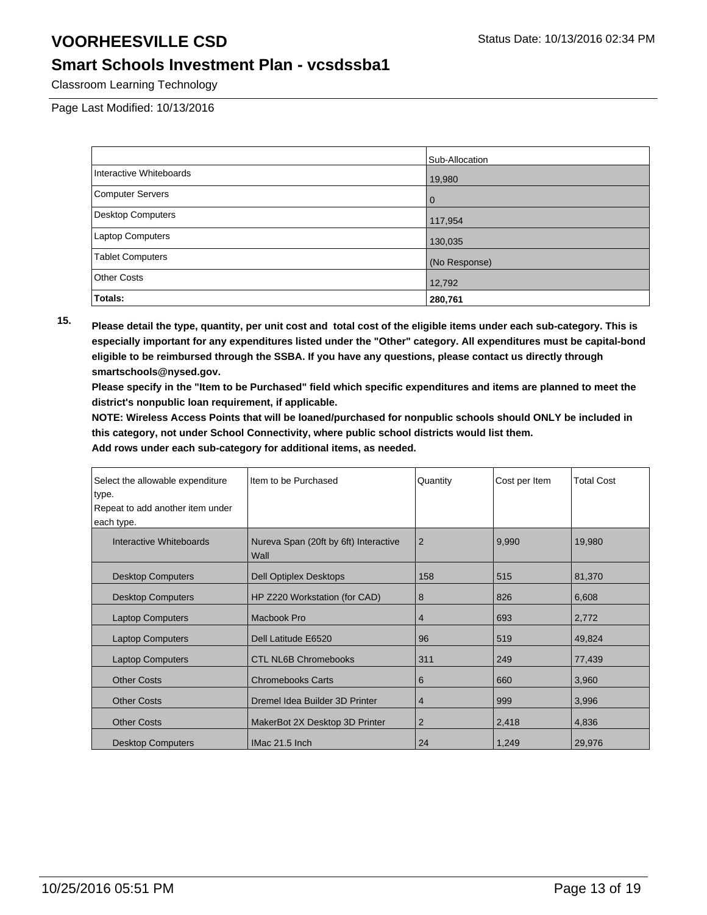Classroom Learning Technology

Page Last Modified: 10/13/2016

| | Sub-Allocation |
|---|---|
| Interactive Whiteboards | 19,980 |
| Computer Servers | 0 |
| Desktop Computers | 117,954 |
| Laptop Computers | 130,035 |
| Tablet Computers | (No Response) |
| Other Costs | 12,792 |
| **Totals:** | **280,761** |

**15. Please detail the type, quantity, per unit cost and total cost of the eligible items under each sub-category. This is especially important for any expenditures listed under the "Other" category. All expenditures must be capital-bond eligible to be reimbursed through the SSBA. If you have any questions, please contact us directly through smartschools@nysed.gov.**

**Please specify in the "Item to be Purchased" field which specific expenditures and items are planned to meet the district's nonpublic loan requirement, if applicable.**

**NOTE: Wireless Access Points that will be loaned/purchased for nonpublic schools should ONLY be included in this category, not under School Connectivity, where public school districts would list them.**

**Add rows under each sub-category for additional items, as needed.**

| Select the allowable expenditure type. Repeat to add another item under each type. | Item to be Purchased | Quantity | Cost per Item | Total Cost |
|---|---|---|---|---|
| Interactive Whiteboards | Nureva Span (20ft by 6ft) Interactive Wall | 2 | 9,990 | 19,980 |
| Desktop Computers | Dell Optiplex Desktops | 158 | 515 | 81,370 |
| Desktop Computers | HP Z220 Workstation (for CAD) | 8 | 826 | 6,608 |
| Laptop Computers | Macbook Pro | 4 | 693 | 2,772 |
| Laptop Computers | Dell Latitude E6520 | 96 | 519 | 49,824 |
| Laptop Computers | CTL NL6B Chromebooks | 311 | 249 | 77,439 |
| Other Costs | Chromebooks Carts | 6 | 660 | 3,960 |
| Other Costs | Dremel Idea Builder 3D Printer | 4 | 999 | 3,996 |
| Other Costs | MakerBot 2X Desktop 3D Printer | 2 | 2,418 | 4,836 |
| Desktop Computers | IMac 21.5 Inch | 24 | 1,249 | 29,976 |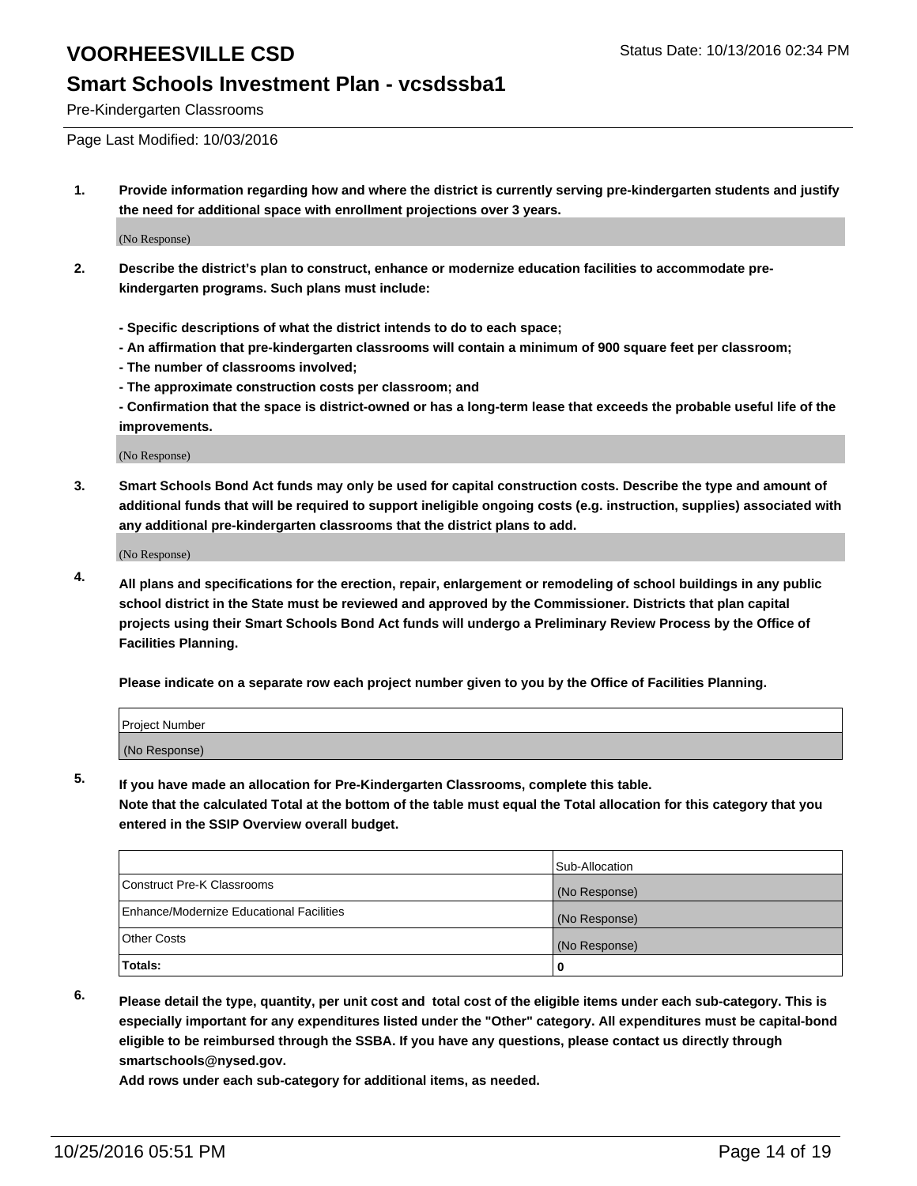# VOORHEESVILLE CSD

Status Date: 10/13/2016 02:34 PM

## Smart Schools Investment Plan - vcsdssba1

Pre-Kindergarten Classrooms

Page Last Modified: 10/03/2016

1. **Provide information regarding how and where the district is currently serving pre-kindergarten students and justify the need for additional space with enrollment projections over 3 years.**

   (No Response)

2. **Describe the district's plan to construct, enhance or modernize education facilities to accommodate pre-kindergarten programs. Such plans must include:**

   **- Specific descriptions of what the district intends to do to each space;**
   **- An affirmation that pre-kindergarten classrooms will contain a minimum of 900 square feet per classroom;**
   **- The number of classrooms involved;**
   **- The approximate construction costs per classroom; and**
   **- Confirmation that the space is district-owned or has a long-term lease that exceeds the probable useful life of the improvements.**

   (No Response)

3. **Smart Schools Bond Act funds may only be used for capital construction costs. Describe the type and amount of additional funds that will be required to support ineligible ongoing costs (e.g. instruction, supplies) associated with any additional pre-kindergarten classrooms that the district plans to add.**

   (No Response)

4. **All plans and specifications for the erection, repair, enlargement or remodeling of school buildings in any public school district in the State must be reviewed and approved by the Commissioner. Districts that plan capital projects using their Smart Schools Bond Act funds will undergo a Preliminary Review Process by the Office of Facilities Planning.**

   **Please indicate on a separate row each project number given to you by the Office of Facilities Planning.**

| Project Number |
| --- |
| (No Response) |

5. **If you have made an allocation for Pre-Kindergarten Classrooms, complete this table.**
   **Note that the calculated Total at the bottom of the table must equal the Total allocation for this category that you entered in the SSIP Overview overall budget.**

| | Sub-Allocation |
| --- | --- |
| Construct Pre-K Classrooms | (No Response) |
| Enhance/Modernize Educational Facilities | (No Response) |
| Other Costs | (No Response) |
| **Totals:** | **0** |

6. **Please detail the type, quantity, per unit cost and total cost of the eligible items under each sub-category. This is especially important for any expenditures listed under the "Other" category. All expenditures must be capital-bond eligible to be reimbursed through the SSBA. If you have any questions, please contact us directly through smartschools@nysed.gov.**
   **Add rows under each sub-category for additional items, as needed.**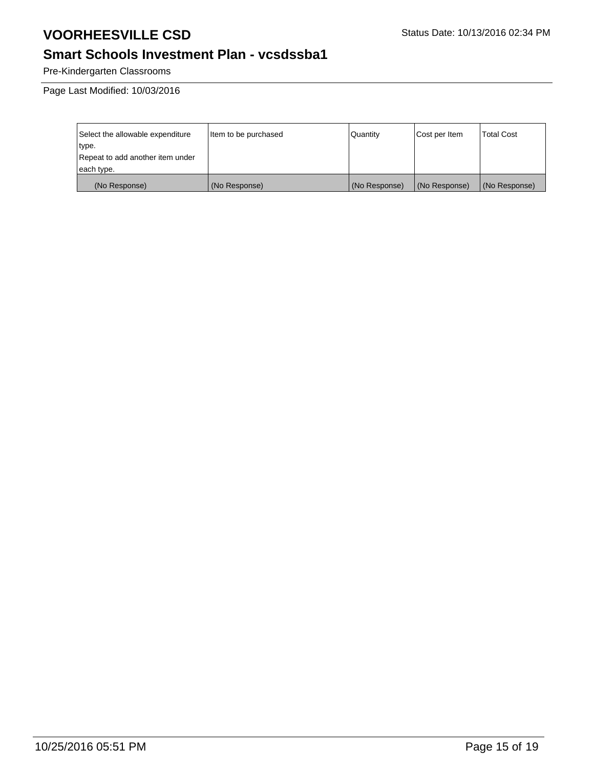# VOORHEESVILLE CSD

Status Date: 10/13/2016 02:34 PM

## Smart Schools Investment Plan - vcsdssba1

Pre-Kindergarten Classrooms

Page Last Modified: 10/03/2016

| Select the allowable expenditure type.<br>Repeat to add another item under each type. | Item to be purchased | Quantity | Cost per Item | Total Cost |
|---|---|---|---|---|
| (No Response) | (No Response) | (No Response) | (No Response) | (No Response) |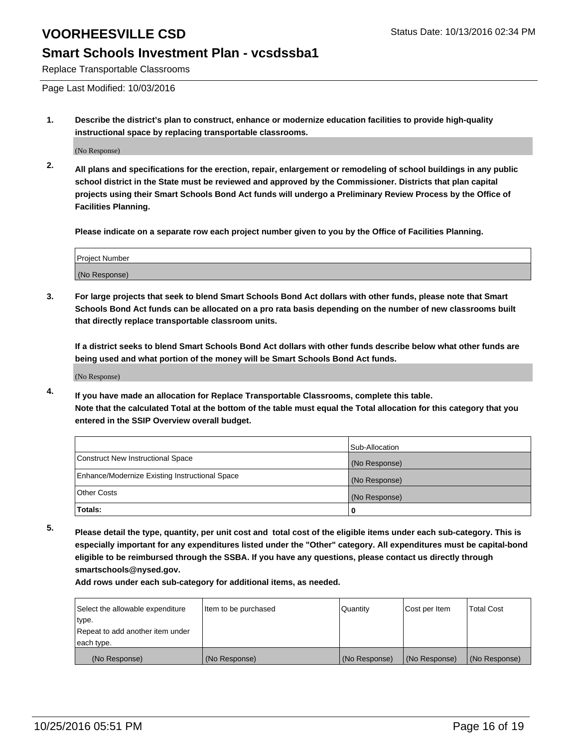# VOORHEESVILLE CSD

Status Date: 10/13/2016 02:34 PM

## Smart Schools Investment Plan - vcsdssba1

Replace Transportable Classrooms

Page Last Modified: 10/03/2016

**1. Describe the district's plan to construct, enhance or modernize education facilities to provide high-quality instructional space by replacing transportable classrooms.**

(No Response)

**2. All plans and specifications for the erection, repair, enlargement or remodeling of school buildings in any public school district in the State must be reviewed and approved by the Commissioner. Districts that plan capital projects using their Smart Schools Bond Act funds will undergo a Preliminary Review Process by the Office of Facilities Planning.**

**Please indicate on a separate row each project number given to you by the Office of Facilities Planning.**

| Project Number |
| --- |
| (No Response) |

**3. For large projects that seek to blend Smart Schools Bond Act dollars with other funds, please note that Smart Schools Bond Act funds can be allocated on a pro rata basis depending on the number of new classrooms built that directly replace transportable classroom units.**

**If a district seeks to blend Smart Schools Bond Act dollars with other funds describe below what other funds are being used and what portion of the money will be Smart Schools Bond Act funds.**

(No Response)

**4. If you have made an allocation for Replace Transportable Classrooms, complete this table. Note that the calculated Total at the bottom of the table must equal the Total allocation for this category that you entered in the SSIP Overview overall budget.**

| | Sub-Allocation |
| --- | --- |
| Construct New Instructional Space | (No Response) |
| Enhance/Modernize Existing Instructional Space | (No Response) |
| Other Costs | (No Response) |
| **Totals:** | **0** |

**5. Please detail the type, quantity, per unit cost and total cost of the eligible items under each sub-category. This is especially important for any expenditures listed under the "Other" category. All expenditures must be capital-bond eligible to be reimbursed through the SSBA. If you have any questions, please contact us directly through smartschools@nysed.gov.**

**Add rows under each sub-category for additional items, as needed.**

| Select the allowable expenditure type. Repeat to add another item under each type. | Item to be purchased | Quantity | Cost per Item | Total Cost |
| --- | --- | --- | --- | --- |
| (No Response) | (No Response) | (No Response) | (No Response) | (No Response) |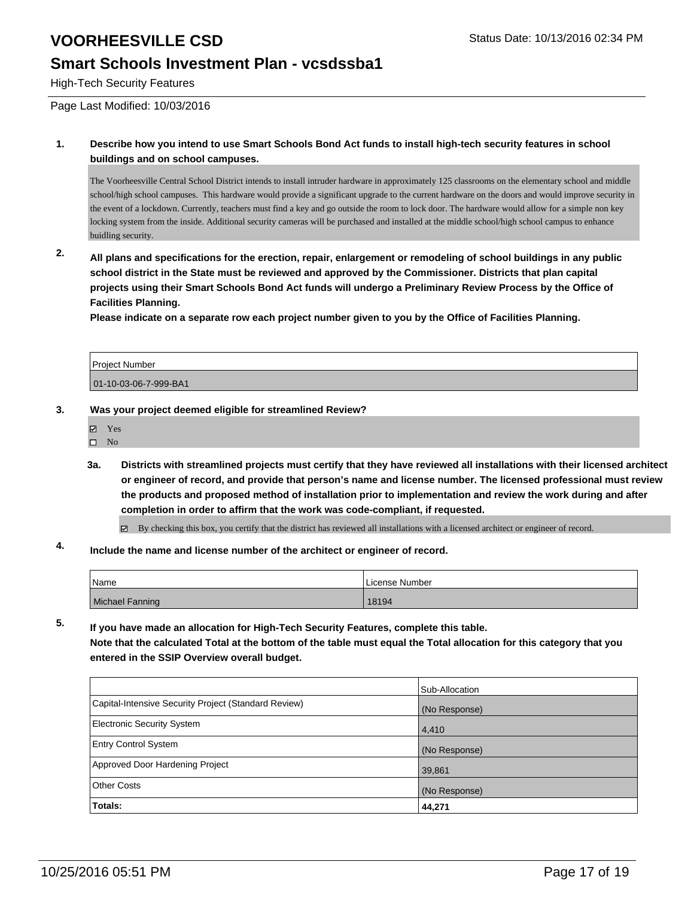# VOORHEESVILLE CSD

Status Date: 10/13/2016 02:34 PM

## Smart Schools Investment Plan - vcsdssba1

High-Tech Security Features

Page Last Modified: 10/03/2016

**1. Describe how you intend to use Smart Schools Bond Act funds to install high-tech security features in school buildings and on school campuses.**

The Voorheesville Central School District intends to install intruder hardware in approximately 125 classrooms on the elementary school and middle school/high school campuses. This hardware would provide a significant upgrade to the current hardware on the doors and would improve security in the event of a lockdown. Currently, teachers must find a key and go outside the room to lock door. The hardware would allow for a simple non key locking system from the inside. Additional security cameras will be purchased and installed at the middle school/high school campus to enhance buidling security.

**2. All plans and specifications for the erection, repair, enlargement or remodeling of school buildings in any public school district in the State must be reviewed and approved by the Commissioner. Districts that plan capital projects using their Smart Schools Bond Act funds will undergo a Preliminary Review Process by the Office of Facilities Planning.**

**Please indicate on a separate row each project number given to you by the Office of Facilities Planning.**

| Project Number |
|---|
| 01-10-03-06-7-999-BA1 |

**3. Was your project deemed eligible for streamlined Review?**

☑ Yes
☐ No

**3a. Districts with streamlined projects must certify that they have reviewed all installations with their licensed architect or engineer of record, and provide that person's name and license number. The licensed professional must review the products and proposed method of installation prior to implementation and review the work during and after completion in order to affirm that the work was code-compliant, if requested.**

☑ By checking this box, you certify that the district has reviewed all installations with a licensed architect or engineer of record.

**4. Include the name and license number of the architect or engineer of record.**

| Name | License Number |
|---|---|
| Michael Fanning | 18194 |

**5. If you have made an allocation for High-Tech Security Features, complete this table.**
**Note that the calculated Total at the bottom of the table must equal the Total allocation for this category that you entered in the SSIP Overview overall budget.**

| | Sub-Allocation |
|---|---|
| Capital-Intensive Security Project (Standard Review) | (No Response) |
| Electronic Security System | 4,410 |
| Entry Control System | (No Response) |
| Approved Door Hardening Project | 39,861 |
| Other Costs | (No Response) |
| **Totals:** | **44,271** |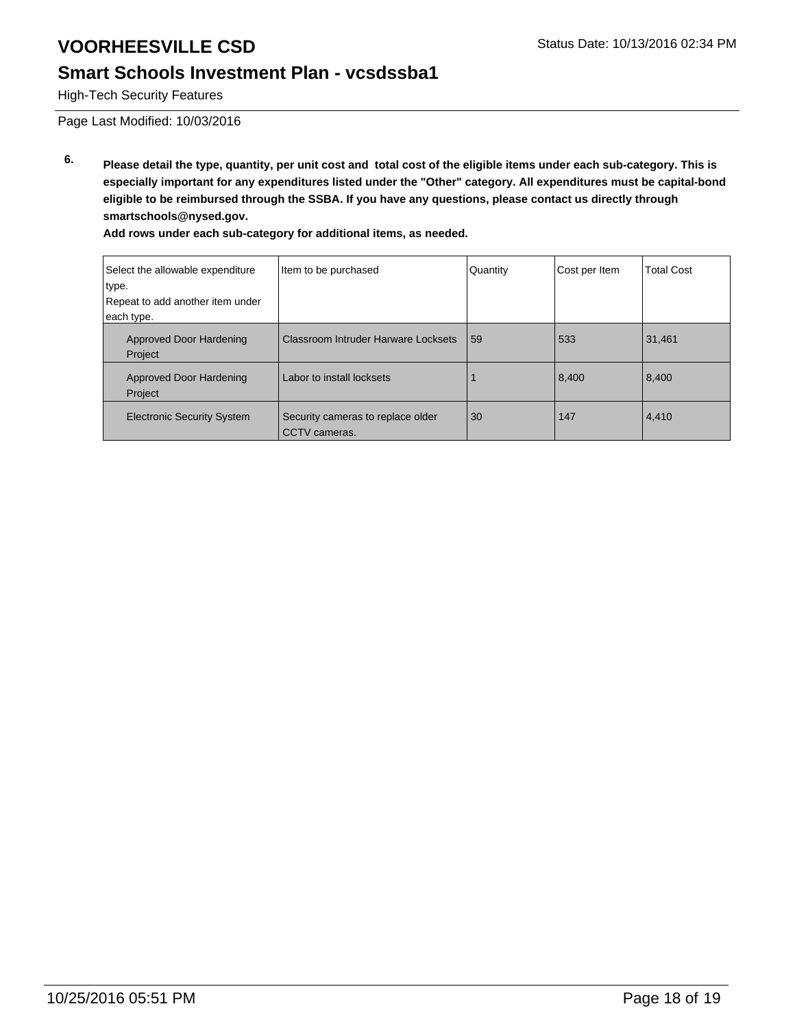# VOORHEESVILLE CSD

Status Date: 10/13/2016 02:34 PM

## Smart Schools Investment Plan - vcsdssba1

High-Tech Security Features

Page Last Modified: 10/03/2016

**6. Please detail the type, quantity, per unit cost and total cost of the eligible items under each sub-category. This is especially important for any expenditures listed under the "Other" category. All expenditures must be capital-bond eligible to be reimbursed through the SSBA. If you have any questions, please contact us directly through smartschools@nysed.gov.**

**Add rows under each sub-category for additional items, as needed.**

| Select the allowable expenditure type. Repeat to add another item under each type. | Item to be purchased | Quantity | Cost per Item | Total Cost |
|---|---|---|---|---|
| Approved Door Hardening Project | Classroom Intruder Harware Locksets | 59 | 533 | 31,461 |
| Approved Door Hardening Project | Labor to install locksets | 1 | 8,400 | 8,400 |
| Electronic Security System | Security cameras to replace older CCTV cameras. | 30 | 147 | 4,410 |